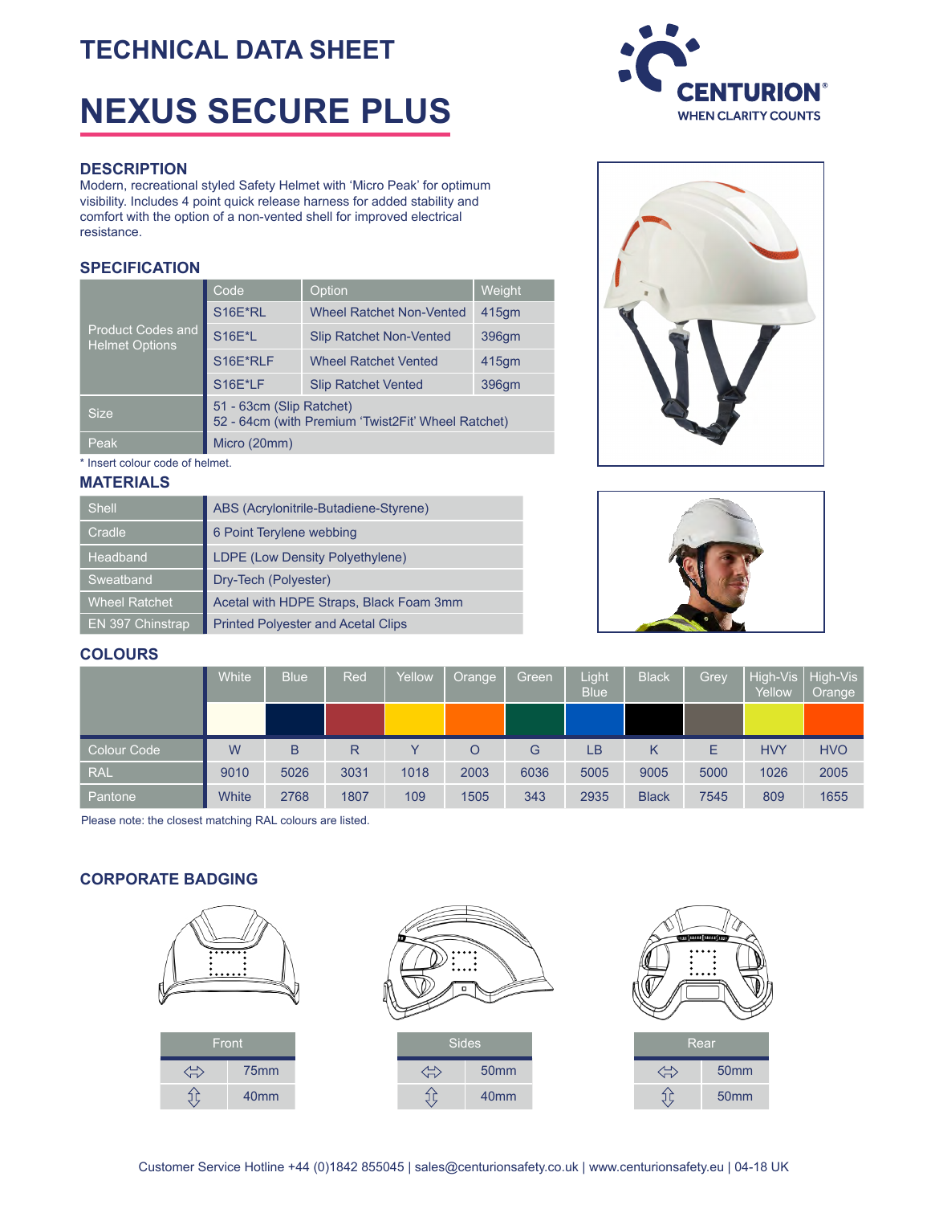# TECHNICAL DATA SHEET

# NEXUS SECURE PLUS

CENTURION® WHEN CLARITY COUNTS

## DESCRIPTION

Modern, recreational styled Safety Helmet with 'Micro Peak' for optimum visibility. Includes 4 point quick release harness for added stability and comfort with the option of a non-vented shell for improved electrical resistance.

## SPECIFICATION

| | Code | Option | Weight |
|---|---|---|---|
| Product Codes and Helmet Options | S16E*RL | Wheel Ratchet Non-Vented | 415gm |
| | S16E*L | Slip Ratchet Non-Vented | 396gm |
| | S16E*RLF | Wheel Ratchet Vented | 415gm |
| | S16E*LF | Slip Ratchet Vented | 396gm |
| Size | 51 - 63cm (Slip Ratchet)<br>52 - 64cm (with Premium 'Twist2Fit' Wheel Ratchet) | | |
| Peak | Micro (20mm) | | |

* Insert colour code of helmet.

## MATERIALS

| | |
|---|---|
| Shell | ABS (Acrylonitrile-Butadiene-Styrene) |
| Cradle | 6 Point Terylene webbing |
| Headband | LDPE (Low Density Polyethylene) |
| Sweatband | Dry-Tech (Polyester) |
| Wheel Ratchet | Acetal with HDPE Straps, Black Foam 3mm |
| EN 397 Chinstrap | Printed Polyester and Acetal Clips |

## COLOURS

| | White | Blue | Red | Yellow | Orange | Green | Light Blue | Black | Grey | High-Vis Yellow | High-Vis Orange |
|---|---|---|---|---|---|---|---|---|---|---|---|
| Colour Code | W | B | R | Y | O | G | LB | K | E | HVY | HVO |
| RAL | 9010 | 5026 | 3031 | 1018 | 2003 | 6036 | 5005 | 9005 | 5000 | 1026 | 2005 |
| Pantone | White | 2768 | 1807 | 109 | 1505 | 343 | 2935 | Black | 7545 | 809 | 1655 |

Please note: the closest matching RAL colours are listed.

## CORPORATE BADGING

| Front | |
|---|---|
| ⇔ | 75mm |
| ⇕ | 40mm |

| Sides | |
|---|---|
| ⇔ | 50mm |
| ⇕ | 40mm |

| Rear | |
|---|---|
| ⇔ | 50mm |
| ⇕ | 50mm |

Customer Service Hotline +44 (0)1842 855045 | sales@centurionsafety.co.uk | www.centurionsafety.eu | 04-18 UK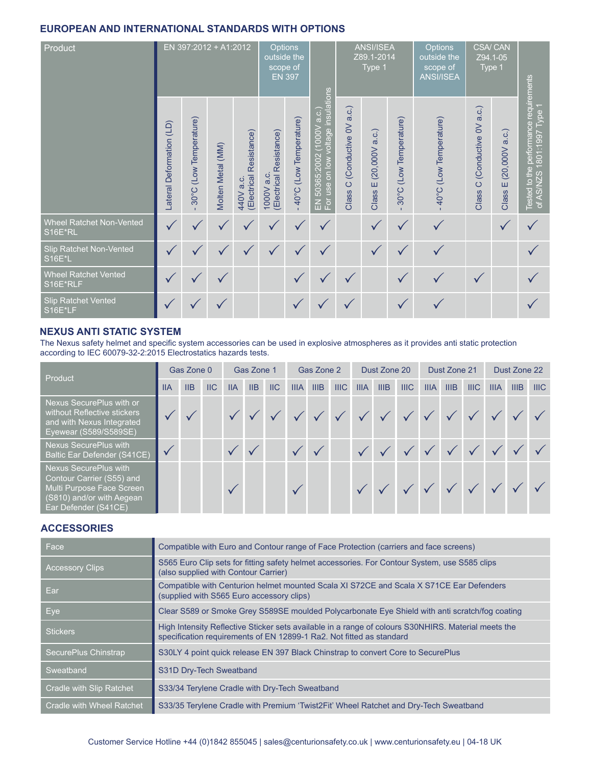## EUROPEAN AND INTERNATIONAL STANDARDS WITH OPTIONS

| Product | EN 397:2012 + A1:2012 | | | | Options outside the scope of EN 397 | | | ANSI/ISEA Z89.1-2014 Type 1 | | | Options outside the scope of ANSI/ISEA | CSA/ CAN Z94.1-05 Type 1 | | |
|---|---|---|---|---|---|---|---|---|---|---|---|---|---|---|
| | Lateral Deformation (LD) | - 30°C (Low Temperature) | Molten Metal (MM) | 440V a.c. (Electrical Resistance) | 1000V a.c. (Electrical Resistance) | - 40°C (Low Temperature) | EN 50365:2002 (1000V a.c.) For use on low voltage insulations | Class C (Conductive 0V a.c.) | Class E (20,000V a.c.) | - 30°C (Low Temperature) | - 40°C (Low Temperature) | Class C (Conductive 0V a.c.) | Class E (20,000V a.c.) | Tested to the performance requirements of AS/NZS 1801:1997 Type 1 |
| Wheel Ratchet Non-Vented S16E*RL | ✓ | ✓ | ✓ | ✓ | ✓ | ✓ | ✓ | | ✓ | ✓ | ✓ | | ✓ | ✓ |
| Slip Ratchet Non-Vented S16E*L | ✓ | ✓ | ✓ | ✓ | ✓ | ✓ | ✓ | | ✓ | ✓ | ✓ | | | ✓ |
| Wheel Ratchet Vented S16E*RLF | ✓ | ✓ | ✓ | | | ✓ | ✓ | ✓ | | ✓ | ✓ | ✓ | | ✓ |
| Slip Ratchet Vented S16E*LF | ✓ | ✓ | ✓ | | | ✓ | ✓ | ✓ | | ✓ | ✓ | | | ✓ |

## NEXUS ANTI STATIC SYSTEM

The Nexus safety helmet and specific system accessories can be used in explosive atmospheres as it provides anti static protection according to IEC 60079-32-2:2015 Electrostatics hazards tests.

| Product | Gas Zone 0 | | | Gas Zone 1 | | | Gas Zone 2 | | | Dust Zone 20 | | | Dust Zone 21 | | | Dust Zone 22 | | |
|---|---|---|---|---|---|---|---|---|---|---|---|---|---|---|---|---|---|---|
| | IIA | IIB | IIC | IIA | IIB | IIC | IIIA | IIIB | IIIC | IIIA | IIIB | IIIC | IIIA | IIIB | IIIC | IIIA | IIIB | IIIC |
| Nexus SecurePlus with or without Reflective stickers and with Nexus Integrated Eyewear (S589/S589SE) | ✓ | ✓ | | ✓ | ✓ | ✓ | ✓ | ✓ | ✓ | ✓ | ✓ | ✓ | ✓ | ✓ | ✓ | ✓ | ✓ | ✓ |
| Nexus SecurePlus with Baltic Ear Defender (S41CE) | ✓ | | | ✓ | ✓ | | ✓ | ✓ | | ✓ | ✓ | ✓ | ✓ | ✓ | ✓ | ✓ | ✓ | ✓ |
| Nexus SecurePlus with Contour Carrier (S55) and Multi Purpose Face Screen (S810) and/or with Aegean Ear Defender (S41CE) | | | | ✓ | | | ✓ | | | ✓ | ✓ | ✓ | ✓ | ✓ | ✓ | ✓ | ✓ | ✓ |

## ACCESSORIES

| | |
|---|---|
| Face | Compatible with Euro and Contour range of Face Protection (carriers and face screens) |
| Accessory Clips | S565 Euro Clip sets for fitting safety helmet accessories. For Contour System, use S585 clips (also supplied with Contour Carrier) |
| Ear | Compatible with Centurion helmet mounted Scala XI S72CE and Scala X S71CE Ear Defenders (supplied with S565 Euro accessory clips) |
| Eye | Clear S589 or Smoke Grey S589SE moulded Polycarbonate Eye Shield with anti scratch/fog coating |
| Stickers | High Intensity Reflective Sticker sets available in a range of colours S30NHIRS. Material meets the specification requirements of EN 12899-1 Ra2. Not fitted as standard |
| SecurePlus Chinstrap | S30LY 4 point quick release EN 397 Black Chinstrap to convert Core to SecurePlus |
| Sweatband | S31D Dry-Tech Sweatband |
| Cradle with Slip Ratchet | S33/34 Terylene Cradle with Dry-Tech Sweatband |
| Cradle with Wheel Ratchet | S33/35 Terylene Cradle with Premium 'Twist2Fit' Wheel Ratchet and Dry-Tech Sweatband |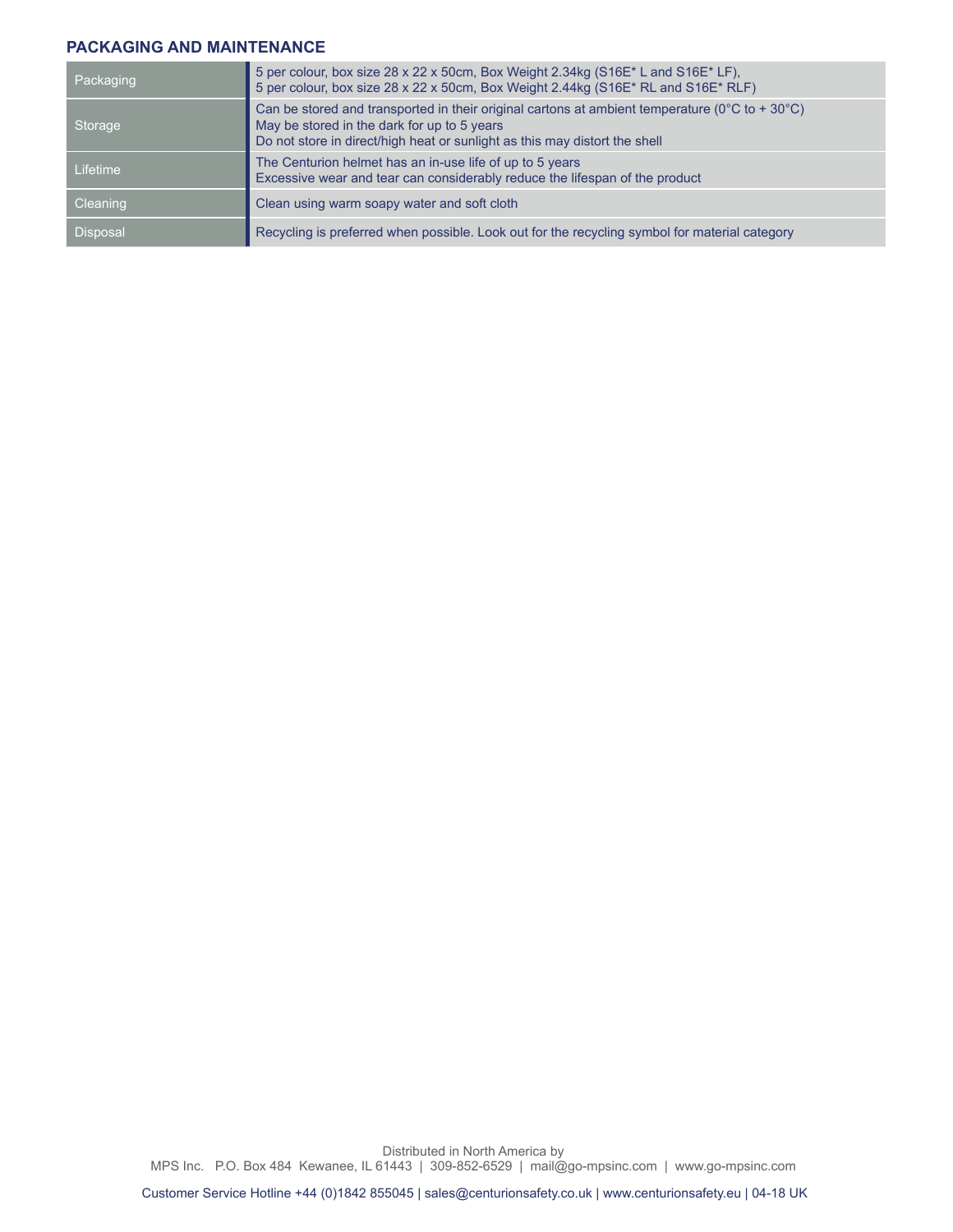## PACKAGING AND MAINTENANCE

| | |
|---|---|
| Packaging | 5 per colour, box size 28 x 22 x 50cm, Box Weight 2.34kg (S16E* L and S16E* LF),<br>5 per colour, box size 28 x 22 x 50cm, Box Weight 2.44kg (S16E* RL and S16E* RLF) |
| Storage | Can be stored and transported in their original cartons at ambient temperature (0°C to + 30°C)<br>May be stored in the dark for up to 5 years<br>Do not store in direct/high heat or sunlight as this may distort the shell |
| Lifetime | The Centurion helmet has an in-use life of up to 5 years<br>Excessive wear and tear can considerably reduce the lifespan of the product |
| Cleaning | Clean using warm soapy water and soft cloth |
| Disposal | Recycling is preferred when possible. Look out for the recycling symbol for material category |

Distributed in North America by
MPS Inc. P.O. Box 484 Kewanee, IL 61443 | 309-852-6529 | mail@go-mpsinc.com | www.go-mpsinc.com

Customer Service Hotline +44 (0)1842 855045 | sales@centurionsafety.co.uk | www.centurionsafety.eu | 04-18 UK